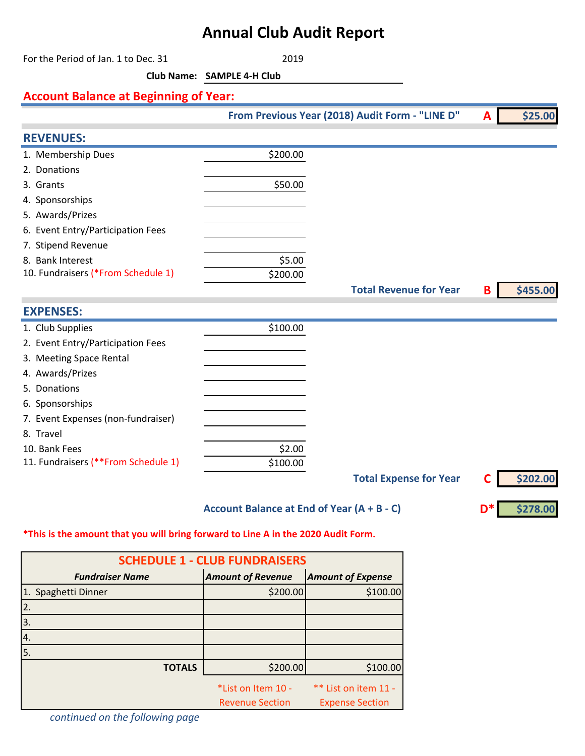# Annual Club Audit Report

For the Period of Jan. 1 to Dec. 31 2019

**Club Name:** **SAMPLE 4-H Club**

## Account Balance at Beginning of Year:

| | | |
|---|---|---|
| **From Previous Year (2018) Audit Form - "LINE D"** | **A** | **$25.00** |

## REVENUES:

| Item | Amount |
|---|---|
| 1. Membership Dues | $200.00 |
| 2. Donations | |
| 3. Grants | $50.00 |
| 4. Sponsorships | |
| 5. Awards/Prizes | |
| 6. Event Entry/Participation Fees | |
| 7. Stipend Revenue | |
| 8. Bank Interest | $5.00 |
| 10. Fundraisers (*From Schedule 1) | $200.00 |

| | | |
|---|---|---|
| **Total Revenue for Year** | **B** | **$455.00** |

## EXPENSES:

| Item | Amount |
|---|---|
| 1. Club Supplies | $100.00 |
| 2. Event Entry/Participation Fees | |
| 3. Meeting Space Rental | |
| 4. Awards/Prizes | |
| 5. Donations | |
| 6. Sponsorships | |
| 7. Event Expenses (non-fundraiser) | |
| 8. Travel | |
| 10. Bank Fees | $2.00 |
| 11. Fundraisers (**From Schedule 1) | $100.00 |

| | | |
|---|---|---|
| **Total Expense for Year** | **C** | **$202.00** |
| **Account Balance at End of Year (A + B - C)** | **D*** | **$278.00** |

**\*This is the amount that you will bring forward to Line A in the 2020 Audit Form.**

## SCHEDULE 1 - CLUB FUNDRAISERS

| *Fundraiser Name* | *Amount of Revenue* | *Amount of Expense* |
|---|---|---|
| 1. Spaghetti Dinner | $200.00 | $100.00 |
| 2. | | |
| 3. | | |
| 4. | | |
| 5. | | |
| **TOTALS** | $200.00 | $100.00 |
| | *List on Item 10 - Revenue Section | ** List on item 11 - Expense Section |

*continued on the following page*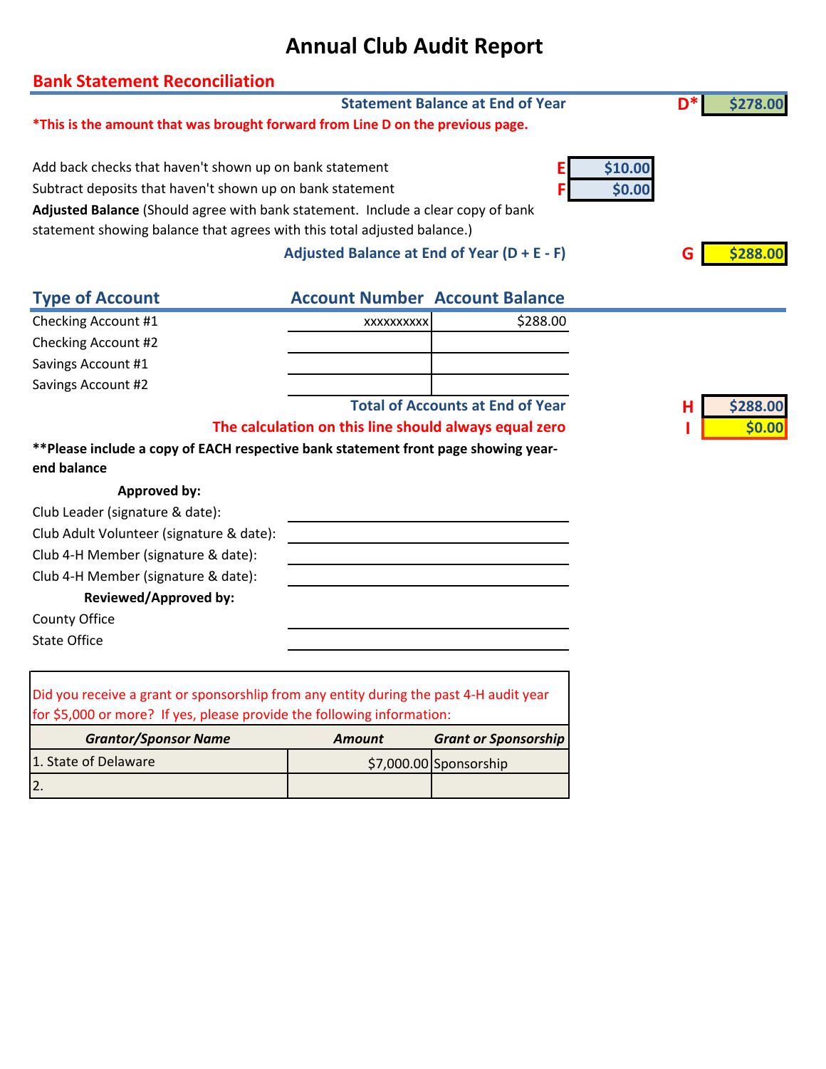# Annual Club Audit Report

## Bank Statement Reconciliation

**Statement Balance at End of Year** — **D*** **$278.00**

***This is the amount that was brought forward from Line D on the previous page.**

| | | |
|---|---|---|
| Add back checks that haven't shown up on bank statement | E | $10.00 |
| Subtract deposits that haven't shown up on bank statement | F | $0.00 |

**Adjusted Balance** (Should agree with bank statement. Include a clear copy of bank statement showing balance that agrees with this total adjusted balance.)

**Adjusted Balance at End of Year (D + E - F)** — **G** **$288.00**

| Type of Account | Account Number | Account Balance |
|---|---|---|
| Checking Account #1 | xxxxxxxxxx | $288.00 |
| Checking Account #2 | | |
| Savings Account #1 | | |
| Savings Account #2 | | |

**Total of Accounts at End of Year** — **H** **$288.00**

**The calculation on this line should always equal zero** — **I** **$0.00**

****Please include a copy of EACH respective bank statement front page showing year-end balance**

**Approved by:**

Club Leader (signature & date): ______________________

Club Adult Volunteer (signature & date): ______________________

Club 4-H Member (signature & date): ______________________

Club 4-H Member (signature & date): ______________________

**Reviewed/Approved by:**

County Office ______________________

State Office ______________________

Did you receive a grant or sponsorshlip from any entity during the past 4-H audit year for $5,000 or more? If yes, please provide the following information:

| *Grantor/Sponsor Name* | *Amount* | *Grant or Sponsorship* |
|---|---|---|
| 1. State of Delaware | $7,000.00 | Sponsorship |
| 2. | | |